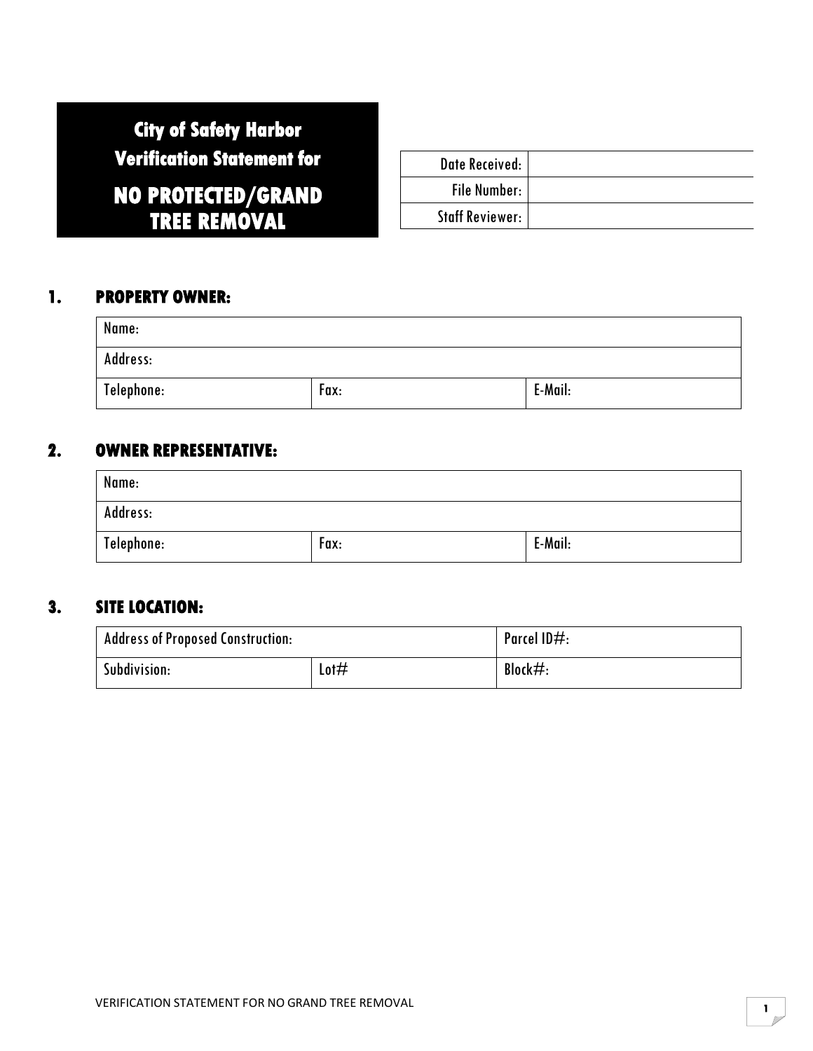# City of Safety Harbor Verification Statement for NO PROTECTED/GRAND TREE REMOVAL

| Date Received: | |
|---|---|
| File Number: | |
| Staff Reviewer: | |

## 1. PROPERTY OWNER:

| Name: | | |
|---|---|---|
| Address: | | |
| Telephone: | Fax: | E-Mail: |

## 2. OWNER REPRESENTATIVE:

| Name: | | |
|---|---|---|
| Address: | | |
| Telephone: | Fax: | E-Mail: |

## 3. SITE LOCATION:

| Address of Proposed Construction: | | Parcel ID#: |
|---|---|---|
| Subdivision: | Lot# | Block#: |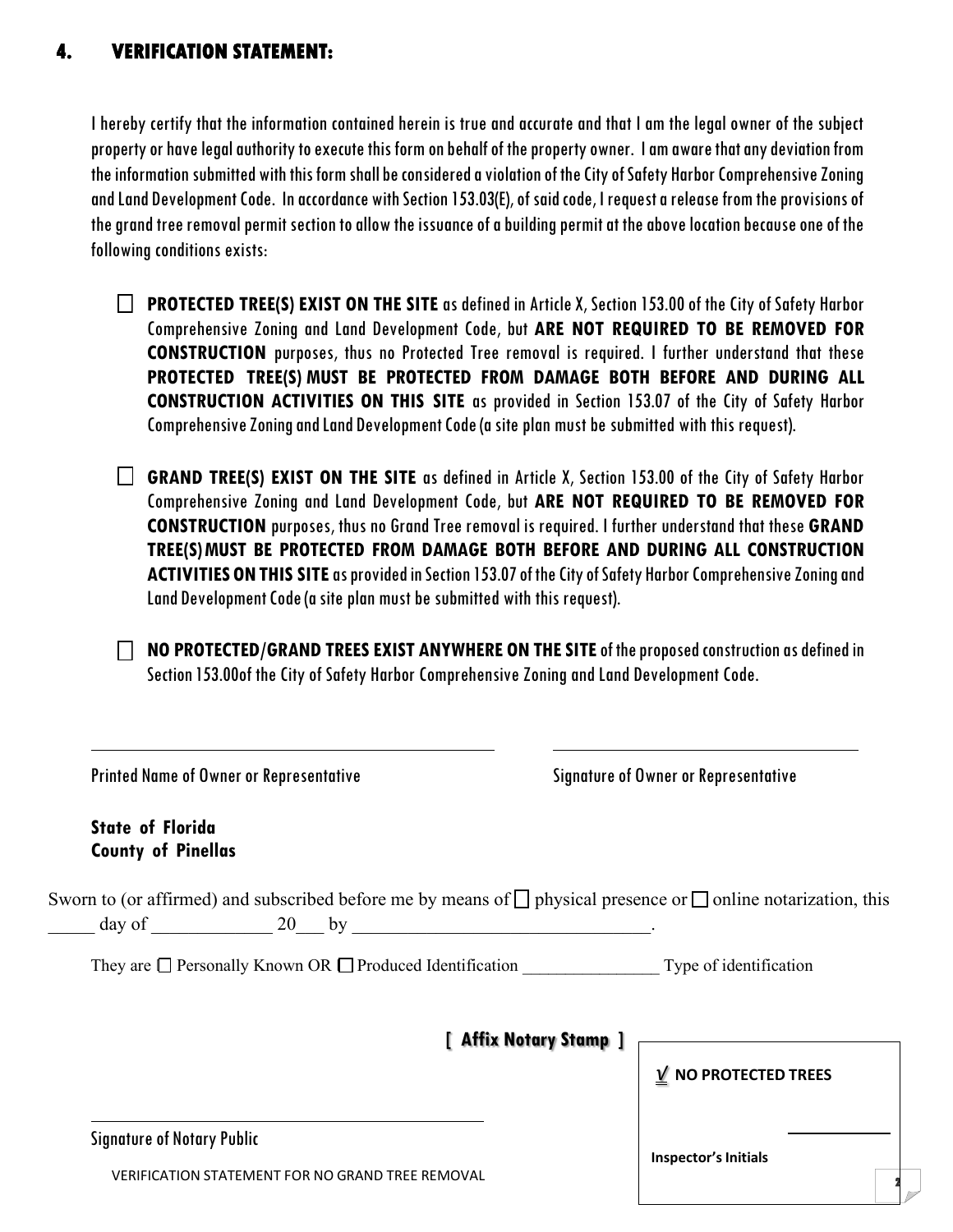## 4. VERIFICATION STATEMENT:

I hereby certify that the information contained herein is true and accurate and that I am the legal owner of the subject property or have legal authority to execute this form on behalf of the property owner. I am aware that any deviation from the information submitted with this form shall be considered a violation of the City of Safety Harbor Comprehensive Zoning and Land Development Code. In accordance with Section 153.03(E), of said code, I request a release from the provisions of the grand tree removal permit section to allow the issuance of a building permit at the above location because one of the following conditions exists:

☐ **PROTECTED TREE(S) EXIST ON THE SITE** as defined in Article X, Section 153.00 of the City of Safety Harbor Comprehensive Zoning and Land Development Code, but **ARE NOT REQUIRED TO BE REMOVED FOR CONSTRUCTION** purposes, thus no Protected Tree removal is required. I further understand that these **PROTECTED TREE(S) MUST BE PROTECTED FROM DAMAGE BOTH BEFORE AND DURING ALL CONSTRUCTION ACTIVITIES ON THIS SITE** as provided in Section 153.07 of the City of Safety Harbor Comprehensive Zoning and Land Development Code (a site plan must be submitted with this request).

☐ **GRAND TREE(S) EXIST ON THE SITE** as defined in Article X, Section 153.00 of the City of Safety Harbor Comprehensive Zoning and Land Development Code, but **ARE NOT REQUIRED TO BE REMOVED FOR CONSTRUCTION** purposes, thus no Grand Tree removal is required. I further understand that these **GRAND TREE(S) MUST BE PROTECTED FROM DAMAGE BOTH BEFORE AND DURING ALL CONSTRUCTION ACTIVITIES ON THIS SITE** as provided in Section 153.07 of the City of Safety Harbor Comprehensive Zoning and Land Development Code (a site plan must be submitted with this request).

☐ **NO PROTECTED/GRAND TREES EXIST ANYWHERE ON THE SITE** of the proposed construction as defined in Section 153.00of the City of Safety Harbor Comprehensive Zoning and Land Development Code.

\_\_\_\_\_\_\_\_\_\_\_\_\_\_\_\_\_\_\_\_\_\_\_\_\_\_\_\_\_\_\_\_\_\_\_\_\_\_\_\_ \_\_\_\_\_\_\_\_\_\_\_\_\_\_\_\_\_\_\_\_\_\_\_\_\_\_\_\_\_\_\_\_\_\_

Printed Name of Owner or Representative Signature of Owner or Representative

**State of Florida**
**County of Pinellas**

Sworn to (or affirmed) and subscribed before me by means of ☐ physical presence or ☐ online notarization, this _____ day of _____________ 20___ by ________________________________.

They are ☐ Personally Known OR ☐ Produced Identification _______________ Type of identification

**[ Affix Notary Stamp ]**

\_\_\_\_\_\_\_\_\_\_\_\_\_\_\_\_\_\_\_\_\_\_\_\_\_\_\_\_\_\_\_\_\_\_\_\_\_\_\_\_

Signature of Notary Public

VERIFICATION STATEMENT FOR NO GRAND TREE REMOVAL

**√ NO PROTECTED TREES**

**Inspector's Initials** ____________